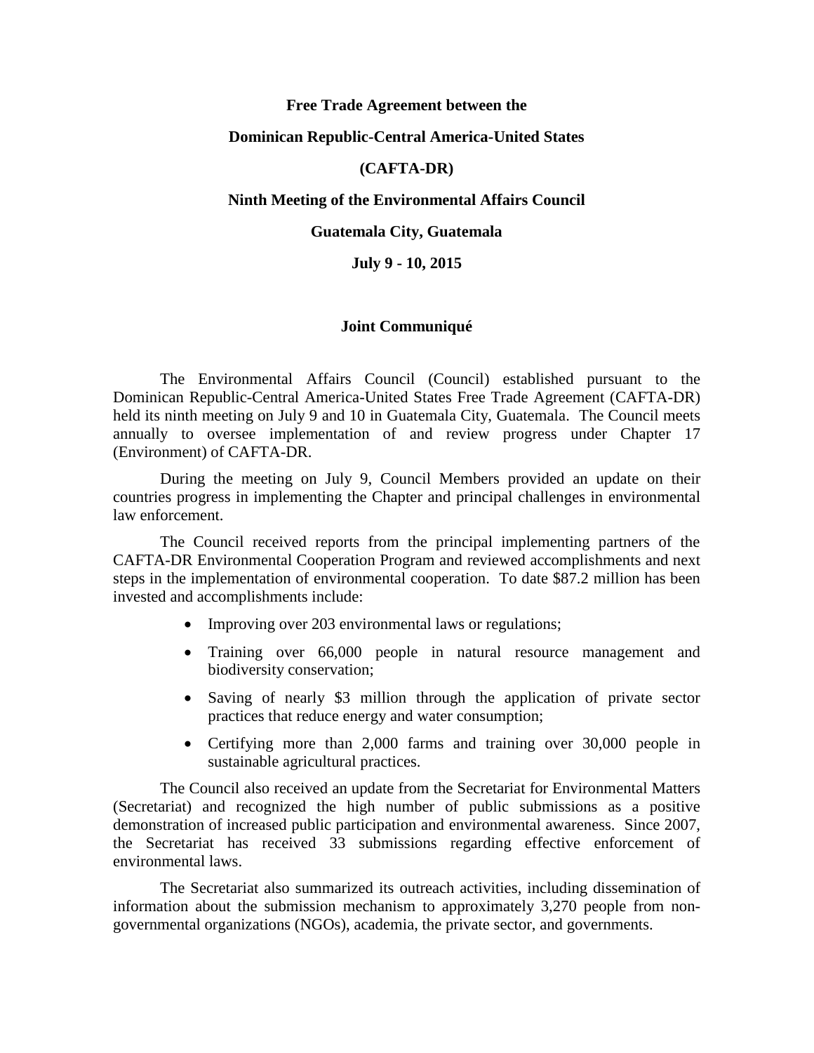**Free Trade Agreement between the**

**Dominican Republic-Central America-United States**

**(CAFTA-DR)**

**Ninth Meeting of the Environmental Affairs Council**

**Guatemala City, Guatemala**

**July 9 - 10, 2015**

## Joint Communiqué

The Environmental Affairs Council (Council) established pursuant to the Dominican Republic-Central America-United States Free Trade Agreement (CAFTA-DR) held its ninth meeting on July 9 and 10 in Guatemala City, Guatemala. The Council meets annually to oversee implementation of and review progress under Chapter 17 (Environment) of CAFTA-DR.

During the meeting on July 9, Council Members provided an update on their countries progress in implementing the Chapter and principal challenges in environmental law enforcement.

The Council received reports from the principal implementing partners of the CAFTA-DR Environmental Cooperation Program and reviewed accomplishments and next steps in the implementation of environmental cooperation. To date $87.2 million has been invested and accomplishments include:

- Improving over 203 environmental laws or regulations;
- Training over 66,000 people in natural resource management and biodiversity conservation;
- Saving of nearly $3 million through the application of private sector practices that reduce energy and water consumption;
- Certifying more than 2,000 farms and training over 30,000 people in sustainable agricultural practices.

The Council also received an update from the Secretariat for Environmental Matters (Secretariat) and recognized the high number of public submissions as a positive demonstration of increased public participation and environmental awareness. Since 2007, the Secretariat has received 33 submissions regarding effective enforcement of environmental laws.

The Secretariat also summarized its outreach activities, including dissemination of information about the submission mechanism to approximately 3,270 people from non-governmental organizations (NGOs), academia, the private sector, and governments.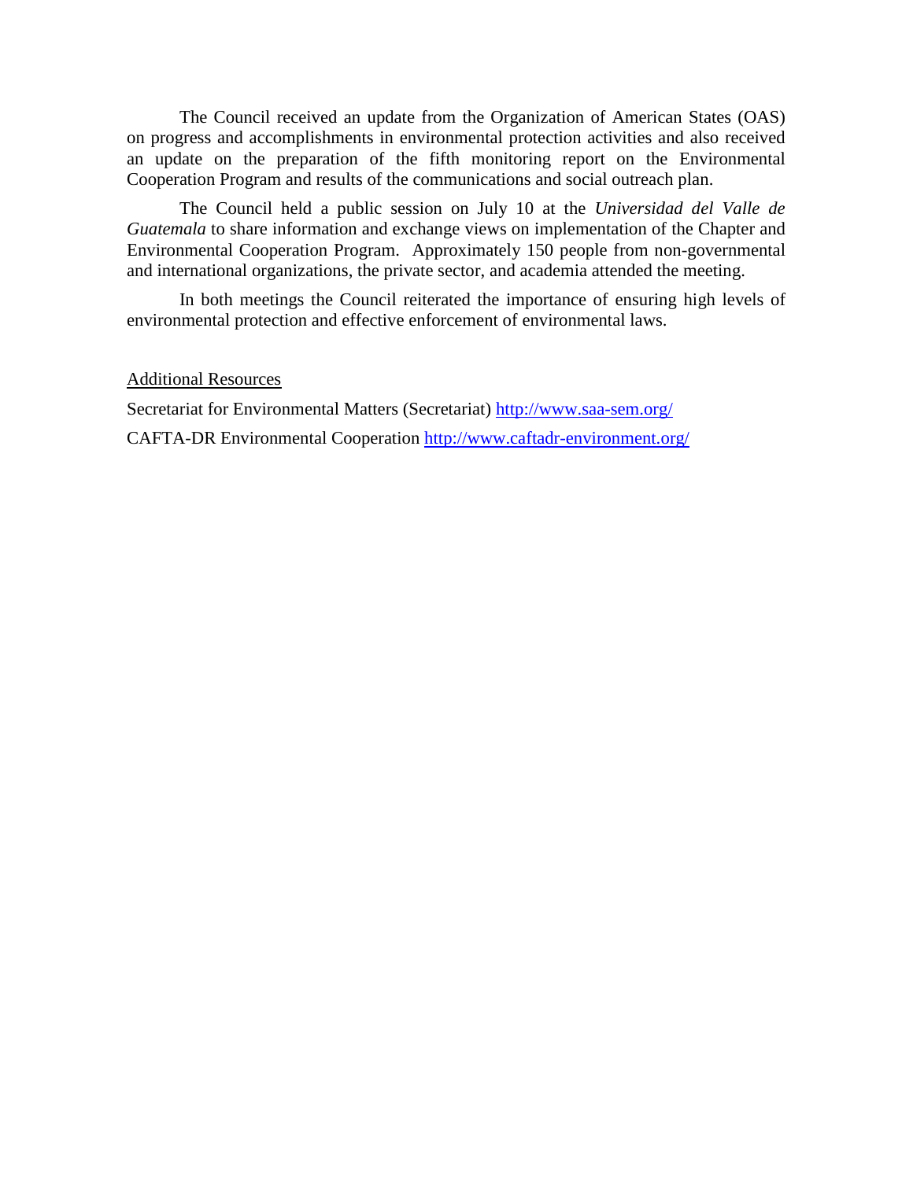The Council received an update from the Organization of American States (OAS) on progress and accomplishments in environmental protection activities and also received an update on the preparation of the fifth monitoring report on the Environmental Cooperation Program and results of the communications and social outreach plan.

The Council held a public session on July 10 at the *Universidad del Valle de Guatemala* to share information and exchange views on implementation of the Chapter and Environmental Cooperation Program. Approximately 150 people from non-governmental and international organizations, the private sector, and academia attended the meeting.

In both meetings the Council reiterated the importance of ensuring high levels of environmental protection and effective enforcement of environmental laws.

Additional Resources

Secretariat for Environmental Matters (Secretariat) http://www.saa-sem.org/

CAFTA-DR Environmental Cooperation http://www.caftadr-environment.org/